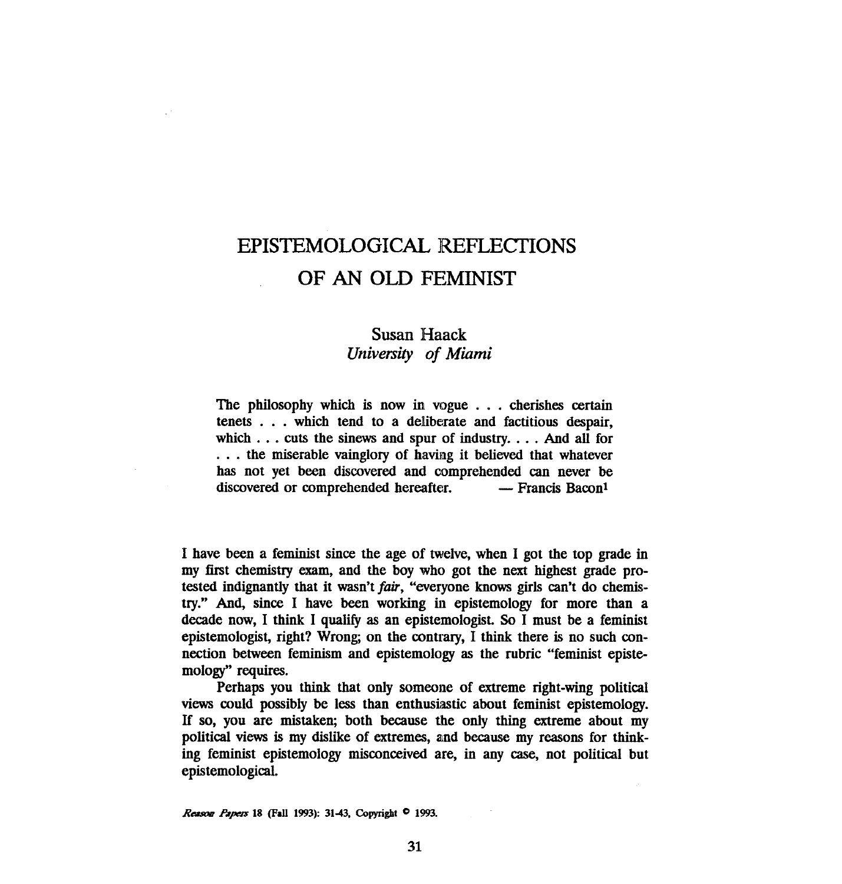# EPISTEMOLOGICAL REFLECTIONS OF AN OLD FEMINIST

Susan Haack
*University of Miami*

> The philosophy which is now in vogue . . . cherishes certain tenets . . . which tend to a deliberate and factitious despair, which . . . cuts the sinews and spur of industry. . . . And all for . . . the miserable vainglory of having it believed that whatever has not yet been discovered and comprehended can never be discovered or comprehended hereafter. — Francis Bacon[1]

I have been a feminist since the age of twelve, when I got the top grade in my first chemistry exam, and the boy who got the next highest grade protested indignantly that it wasn't *fair*, "everyone knows girls can't do chemistry." And, since I have been working in epistemology for more than a decade now, I think I qualify as an epistemologist. So I must be a feminist epistemologist, right? Wrong; on the contrary, I think there is no such connection between feminism and epistemology as the rubric "feminist epistemology" requires.

Perhaps you think that only someone of extreme right-wing political views could possibly be less than enthusiastic about feminist epistemology. If so, you are mistaken; both because the only thing extreme about my political views is my dislike of extremes, and because my reasons for thinking feminist epistemology misconceived are, in any case, not political but epistemological.

*Reason Papers* 18 (Fall 1993): 31-43, Copyright © 1993.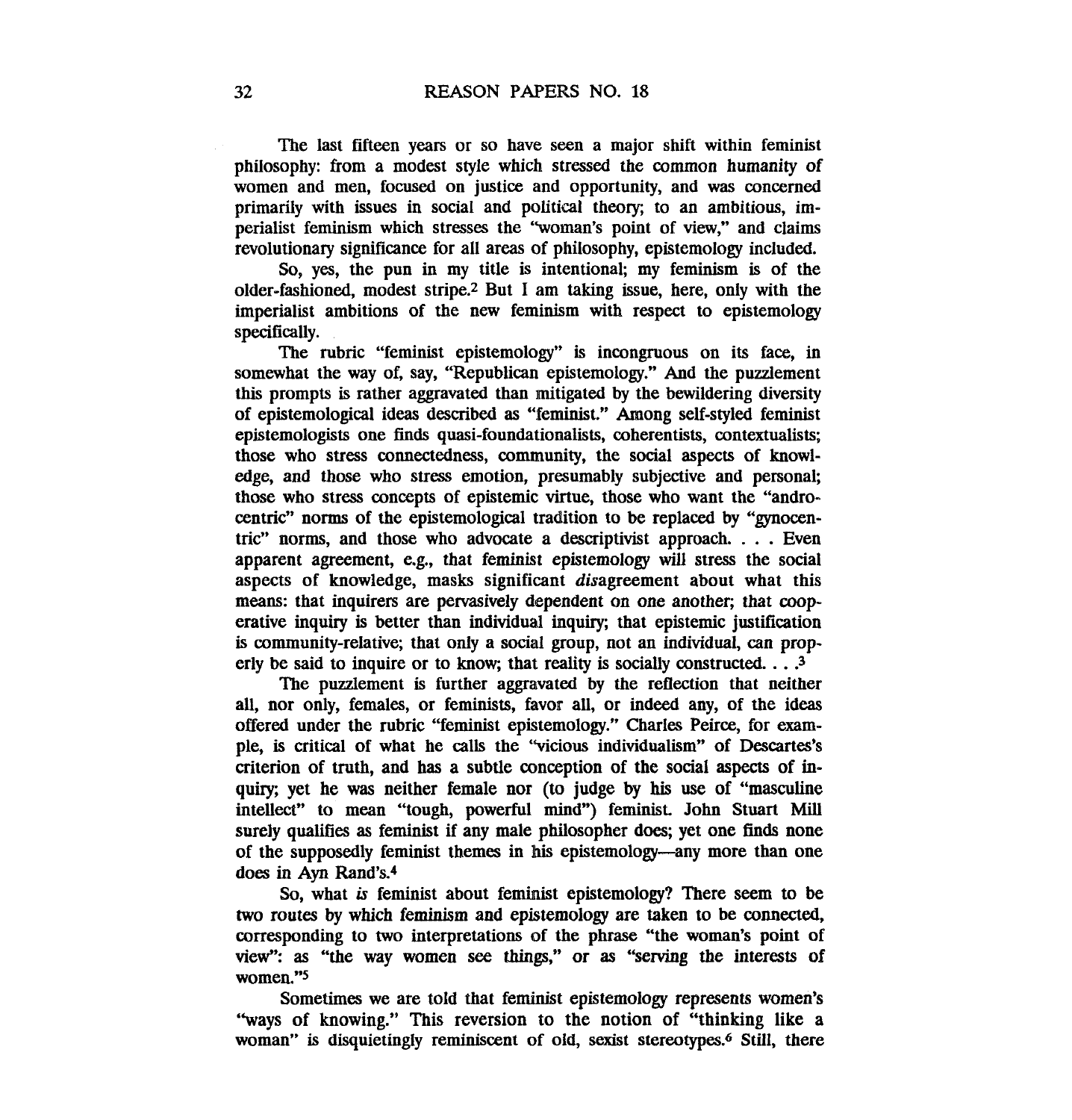The last fifteen years or so have seen a major shift within feminist philosophy: from a modest style which stressed the common humanity of women and men, focused on justice and opportunity, and was concerned primarily with issues in social and political theory; to an ambitious, imperialist feminism which stresses the "woman's point of view," and claims revolutionary significance for all areas of philosophy, epistemology included.

So, yes, the pun in my title is intentional; my feminism is of the older-fashioned, modest stripe.[2] But I am taking issue, here, only with the imperialist ambitions of the new feminism with respect to epistemology specifically.

The rubric "feminist epistemology" is incongruous on its face, in somewhat the way of, say, "Republican epistemology." And the puzzlement this prompts is rather aggravated than mitigated by the bewildering diversity of epistemological ideas described as "feminist." Among self-styled feminist epistemologists one finds quasi-foundationalists, coherentists, contextualists; those who stress connectedness, community, the social aspects of knowledge, and those who stress emotion, presumably subjective and personal; those who stress concepts of epistemic virtue, those who want the "androcentric" norms of the epistemological tradition to be replaced by "gynocentric" norms, and those who advocate a descriptivist approach. . . . Even apparent agreement, e.g., that feminist epistemology will stress the social aspects of knowledge, masks significant *dis*agreement about what this means: that inquirers are pervasively dependent on one another; that cooperative inquiry is better than individual inquiry; that epistemic justification is community-relative; that only a social group, not an individual, can properly be said to inquire or to know; that reality is socially constructed. . . .[3]

The puzzlement is further aggravated by the reflection that neither all, nor only, females, or feminists, favor all, or indeed any, of the ideas offered under the rubric "feminist epistemology." Charles Peirce, for example, is critical of what he calls the "vicious individualism" of Descartes's criterion of truth, and has a subtle conception of the social aspects of inquiry; yet he was neither female nor (to judge by his use of "masculine intellect" to mean "tough, powerful mind") feminist. John Stuart Mill surely qualifies as feminist if any male philosopher does; yet one finds none of the supposedly feminist themes in his epistemology—any more than one does in Ayn Rand's.[4]

So, what *is* feminist about feminist epistemology? There seem to be two routes by which feminism and epistemology are taken to be connected, corresponding to two interpretations of the phrase "the woman's point of view": as "the way women see things," or as "serving the interests of women."[5]

Sometimes we are told that feminist epistemology represents women's "ways of knowing." This reversion to the notion of "thinking like a woman" is disquietingly reminiscent of old, sexist stereotypes.[6] Still, there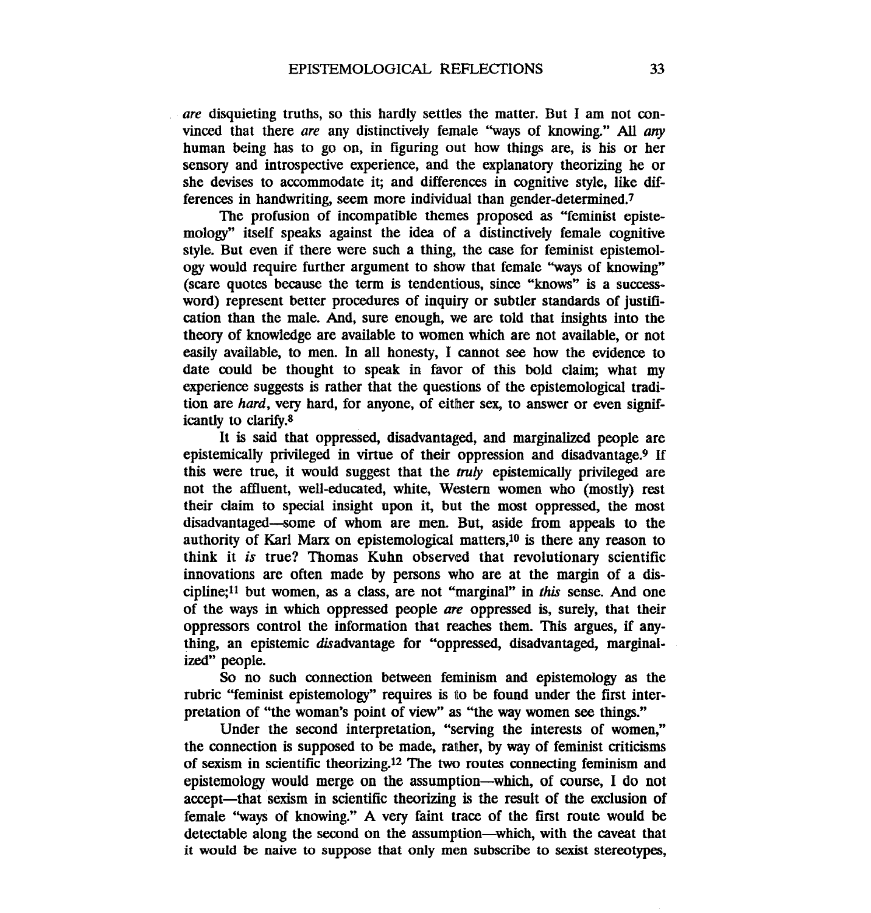*are* disquieting truths, so this hardly settles the matter. But I am not convinced that there *are* any distinctively female "ways of knowing." All *any* human being has to go on, in figuring out how things are, is his or her sensory and introspective experience, and the explanatory theorizing he or she devises to accommodate it; and differences in cognitive style, like differences in handwriting, seem more individual than gender-determined.[7]

The profusion of incompatible themes proposed as "feminist epistemology" itself speaks against the idea of a distinctively female cognitive style. But even if there were such a thing, the case for feminist epistemology would require further argument to show that female "ways of knowing" (scare quotes because the term is tendentious, since "knows" is a success-word) represent better procedures of inquiry or subtler standards of justification than the male. And, sure enough, we are told that insights into the theory of knowledge are available to women which are not available, or not easily available, to men. In all honesty, I cannot see how the evidence to date could be thought to speak in favor of this bold claim; what my experience suggests is rather that the questions of the epistemological tradition are *hard*, very hard, for anyone, of either sex, to answer or even significantly to clarify.[8]

It is said that oppressed, disadvantaged, and marginalized people are epistemically privileged in virtue of their oppression and disadvantage.[9] If this were true, it would suggest that the *truly* epistemically privileged are not the affluent, well-educated, white, Western women who (mostly) rest their claim to special insight upon it, but the most oppressed, the most disadvantaged—some of whom are men. But, aside from appeals to the authority of Karl Marx on epistemological matters,[10] is there any reason to think it *is* true? Thomas Kuhn observed that revolutionary scientific innovations are often made by persons who are at the margin of a discipline;[11] but women, as a class, are not "marginal" in *this* sense. And one of the ways in which oppressed people *are* oppressed is, surely, that their oppressors control the information that reaches them. This argues, if anything, an epistemic *dis*advantage for "oppressed, disadvantaged, marginalized" people.

So no such connection between feminism and epistemology as the rubric "feminist epistemology" requires is to be found under the first interpretation of "the woman's point of view" as "the way women see things."

Under the second interpretation, "serving the interests of women," the connection is supposed to be made, rather, by way of feminist criticisms of sexism in scientific theorizing.[12] The two routes connecting feminism and epistemology would merge on the assumption—which, of course, I do not accept—that sexism in scientific theorizing is the result of the exclusion of female "ways of knowing." A very faint trace of the first route would be detectable along the second on the assumption—which, with the caveat that it would be naive to suppose that only men subscribe to sexist stereotypes,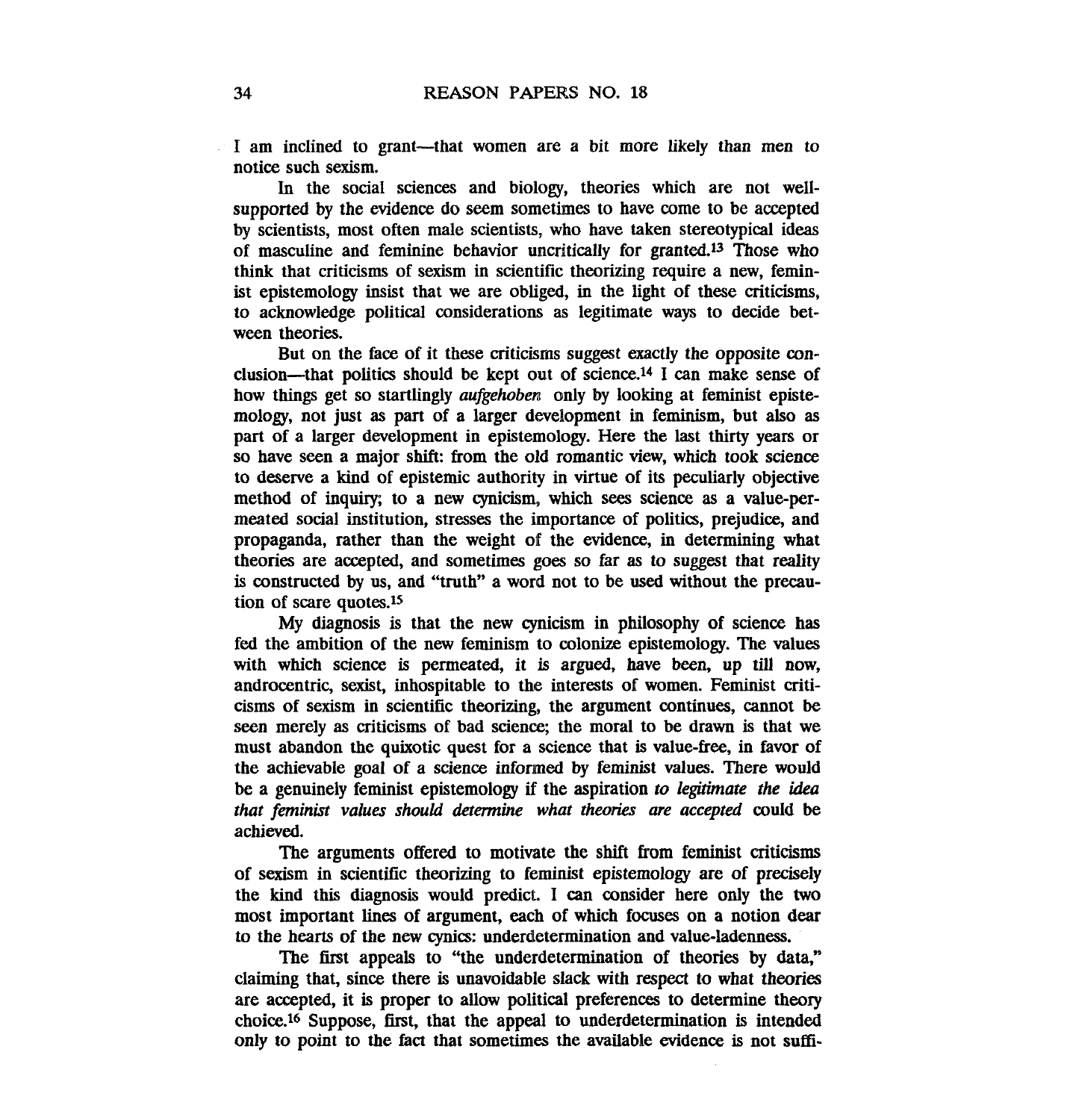I am inclined to grant—that women are a bit more likely than men to notice such sexism.

In the social sciences and biology, theories which are not well-supported by the evidence do seem sometimes to have come to be accepted by scientists, most often male scientists, who have taken stereotypical ideas of masculine and feminine behavior uncritically for granted.[13] Those who think that criticisms of sexism in scientific theorizing require a new, feminist epistemology insist that we are obliged, in the light of these criticisms, to acknowledge political considerations as legitimate ways to decide between theories.

But on the face of it these criticisms suggest exactly the opposite conclusion—that politics should be kept out of science.[14] I can make sense of how things get so startlingly *aufgehoben* only by looking at feminist epistemology, not just as part of a larger development in feminism, but also as part of a larger development in epistemology. Here the last thirty years or so have seen a major shift: from the old romantic view, which took science to deserve a kind of epistemic authority in virtue of its peculiarly objective method of inquiry; to a new cynicism, which sees science as a value-permeated social institution, stresses the importance of politics, prejudice, and propaganda, rather than the weight of the evidence, in determining what theories are accepted, and sometimes goes so far as to suggest that reality is constructed by us, and "truth" a word not to be used without the precaution of scare quotes.[15]

My diagnosis is that the new cynicism in philosophy of science has fed the ambition of the new feminism to colonize epistemology. The values with which science is permeated, it is argued, have been, up till now, androcentric, sexist, inhospitable to the interests of women. Feminist criticisms of sexism in scientific theorizing, the argument continues, cannot be seen merely as criticisms of bad science; the moral to be drawn is that we must abandon the quixotic quest for a science that is value-free, in favor of the achievable goal of a science informed by feminist values. There would be a genuinely feminist epistemology if the aspiration *to legitimate the idea that feminist values should determine what theories are accepted* could be achieved.

The arguments offered to motivate the shift from feminist criticisms of sexism in scientific theorizing to feminist epistemology are of precisely the kind this diagnosis would predict. I can consider here only the two most important lines of argument, each of which focuses on a notion dear to the hearts of the new cynics: underdetermination and value-ladenness.

The first appeals to "the underdetermination of theories by data," claiming that, since there is unavoidable slack with respect to what theories are accepted, it is proper to allow political preferences to determine theory choice.[16] Suppose, first, that the appeal to underdetermination is intended only to point to the fact that sometimes the available evidence is not suffi-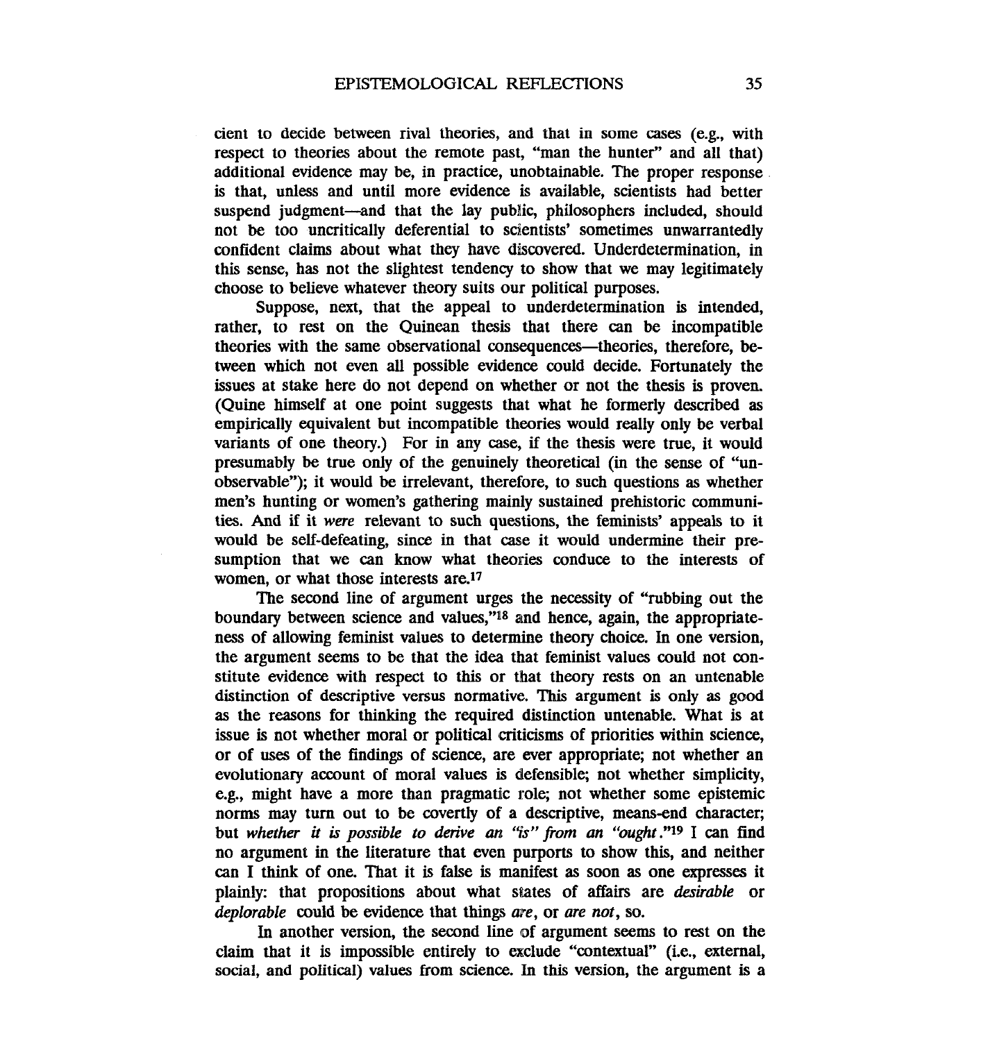cient to decide between rival theories, and that in some cases (e.g., with respect to theories about the remote past, "man the hunter" and all that) additional evidence may be, in practice, unobtainable. The proper response is that, unless and until more evidence is available, scientists had better suspend judgment—and that the lay public, philosophers included, should not be too uncritically deferential to scientists' sometimes unwarrantedly confident claims about what they have discovered. Underdetermination, in this sense, has not the slightest tendency to show that we may legitimately choose to believe whatever theory suits our political purposes.

Suppose, next, that the appeal to underdetermination is intended, rather, to rest on the Quinean thesis that there can be incompatible theories with the same observational consequences—theories, therefore, between which not even all possible evidence could decide. Fortunately the issues at stake here do not depend on whether or not the thesis is proven. (Quine himself at one point suggests that what he formerly described as empirically equivalent but incompatible theories would really only be verbal variants of one theory.) For in any case, if the thesis were true, it would presumably be true only of the genuinely theoretical (in the sense of "unobservable"); it would be irrelevant, therefore, to such questions as whether men's hunting or women's gathering mainly sustained prehistoric communities. And if it *were* relevant to such questions, the feminists' appeals to it would be self-defeating, since in that case it would undermine their presumption that we can know what theories conduce to the interests of women, or what those interests are.[17]

The second line of argument urges the necessity of "rubbing out the boundary between science and values,"[18] and hence, again, the appropriateness of allowing feminist values to determine theory choice. In one version, the argument seems to be that the idea that feminist values could not constitute evidence with respect to this or that theory rests on an untenable distinction of descriptive versus normative. This argument is only as good as the reasons for thinking the required distinction untenable. What is at issue is not whether moral or political criticisms of priorities within science, or of uses of the findings of science, are ever appropriate; not whether an evolutionary account of moral values is defensible; not whether simplicity, e.g., might have a more than pragmatic role; not whether some epistemic norms may turn out to be covertly of a descriptive, means-end character; but *whether it is possible to derive an "is" from an "ought*."[19] I can find no argument in the literature that even purports to show this, and neither can I think of one. That it is false is manifest as soon as one expresses it plainly: that propositions about what states of affairs are *desirable* or *deplorable* could be evidence that things *are*, or *are not*, so.

In another version, the second line of argument seems to rest on the claim that it is impossible entirely to exclude "contextual" (i.e., external, social, and political) values from science. In this version, the argument is a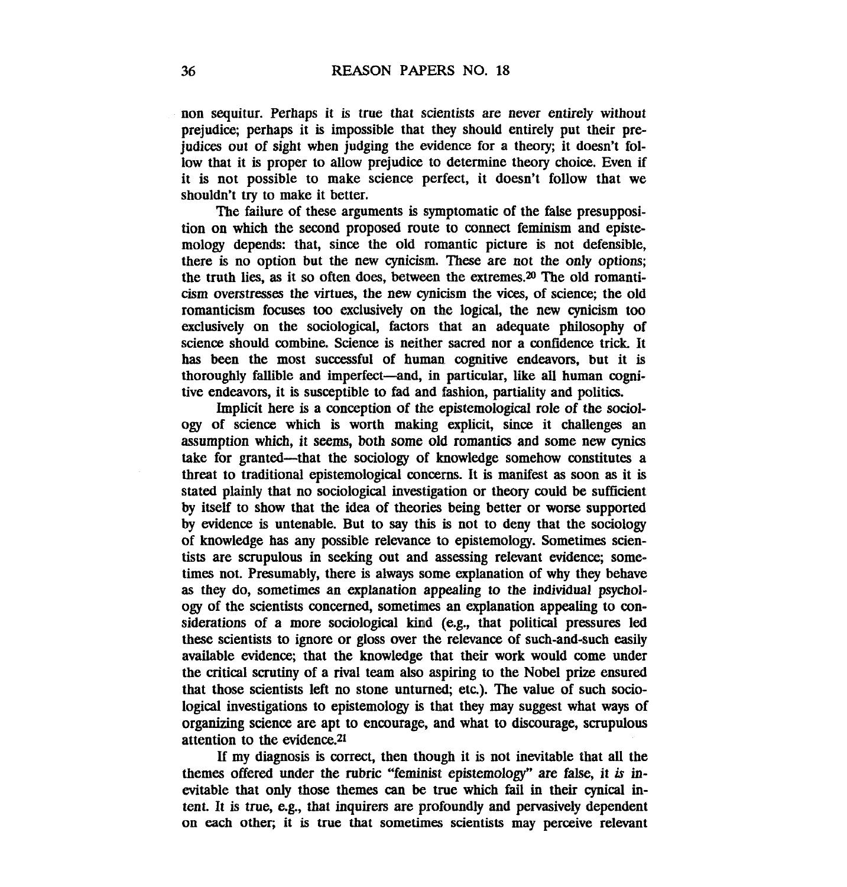non sequitur. Perhaps it is true that scientists are never entirely without prejudice; perhaps it is impossible that they should entirely put their prejudices out of sight when judging the evidence for a theory; it doesn't follow that it is proper to allow prejudice to determine theory choice. Even if it is not possible to make science perfect, it doesn't follow that we shouldn't try to make it better.

The failure of these arguments is symptomatic of the false presupposition on which the second proposed route to connect feminism and epistemology depends: that, since the old romantic picture is not defensible, there is no option but the new cynicism. These are not the only options; the truth lies, as it so often does, between the extremes.[20] The old romanticism overstresses the virtues, the new cynicism the vices, of science; the old romanticism focuses too exclusively on the logical, the new cynicism too exclusively on the sociological, factors that an adequate philosophy of science should combine. Science is neither sacred nor a confidence trick. It has been the most successful of human cognitive endeavors, but it is thoroughly fallible and imperfect—and, in particular, like all human cognitive endeavors, it is susceptible to fad and fashion, partiality and politics.

Implicit here is a conception of the epistemological role of the sociology of science which is worth making explicit, since it challenges an assumption which, it seems, both some old romantics and some new cynics take for granted—that the sociology of knowledge somehow constitutes a threat to traditional epistemological concerns. It is manifest as soon as it is stated plainly that no sociological investigation or theory could be sufficient by itself to show that the idea of theories being better or worse supported by evidence is untenable. But to say this is not to deny that the sociology of knowledge has any possible relevance to epistemology. Sometimes scientists are scrupulous in seeking out and assessing relevant evidence; sometimes not. Presumably, there is always some explanation of why they behave as they do, sometimes an explanation appealing to the individual psychology of the scientists concerned, sometimes an explanation appealing to considerations of a more sociological kind (e.g., that political pressures led these scientists to ignore or gloss over the relevance of such-and-such easily available evidence; that the knowledge that their work would come under the critical scrutiny of a rival team also aspiring to the Nobel prize ensured that those scientists left no stone unturned; etc.). The value of such sociological investigations to epistemology is that they may suggest what ways of organizing science are apt to encourage, and what to discourage, scrupulous attention to the evidence.[21]

If my diagnosis is correct, then though it is not inevitable that all the themes offered under the rubric "feminist epistemology" are false, *it is* inevitable that only those themes can be true which fail in their cynical intent. It is true, e.g., that inquirers are profoundly and pervasively dependent on each other; it is true that sometimes scientists may perceive relevant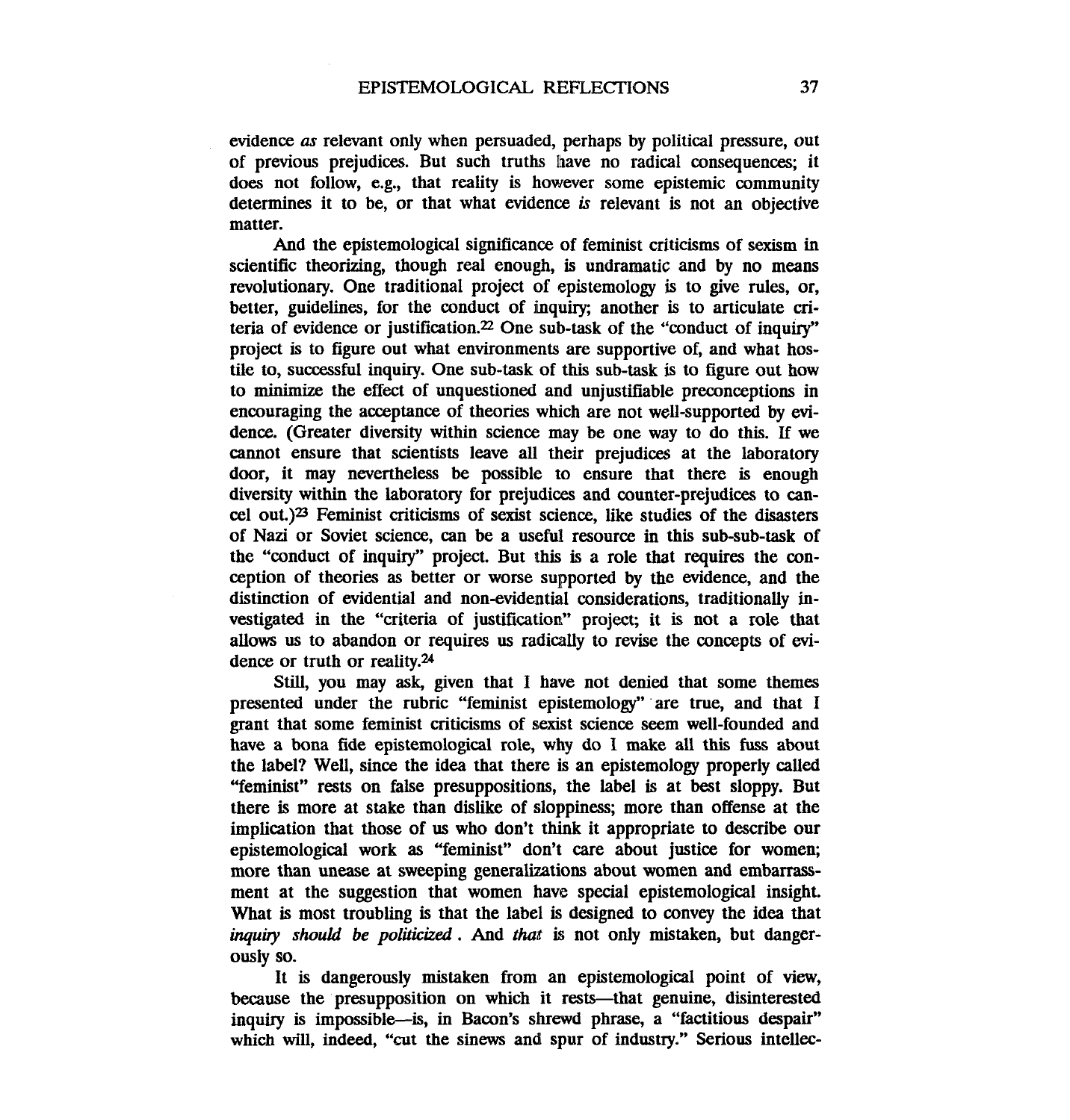evidence *as* relevant only when persuaded, perhaps by political pressure, out of previous prejudices. But such truths have no radical consequences; it does not follow, e.g., that reality is however some epistemic community determines it to be, or that what evidence *is* relevant is not an objective matter.

And the epistemological significance of feminist criticisms of sexism in scientific theorizing, though real enough, is undramatic and by no means revolutionary. One traditional project of epistemology is to give rules, or, better, guidelines, for the conduct of inquiry; another is to articulate criteria of evidence or justification.[22] One sub-task of the "conduct of inquiry" project is to figure out what environments are supportive of, and what hostile to, successful inquiry. One sub-task of this sub-task is to figure out how to minimize the effect of unquestioned and unjustifiable preconceptions in encouraging the acceptance of theories which are not well-supported by evidence. (Greater diversity within science may be one way to do this. If we cannot ensure that scientists leave all their prejudices at the laboratory door, it may nevertheless be possible to ensure that there is enough diversity within the laboratory for prejudices and counter-prejudices to cancel out.)[23] Feminist criticisms of sexist science, like studies of the disasters of Nazi or Soviet science, can be a useful resource in this sub-sub-task of the "conduct of inquiry" project. But this is a role that requires the conception of theories as better or worse supported by the evidence, and the distinction of evidential and non-evidential considerations, traditionally investigated in the "criteria of justification" project; it is not a role that allows us to abandon or requires us radically to revise the concepts of evidence or truth or reality.[24]

Still, you may ask, given that I have not denied that some themes presented under the rubric "feminist epistemology" are true, and that I grant that some feminist criticisms of sexist science seem well-founded and have a bona fide epistemological role, why do I make all this fuss about the label? Well, since the idea that there is an epistemology properly called "feminist" rests on false presuppositions, the label is at best sloppy. But there is more at stake than dislike of sloppiness; more than offense at the implication that those of us who don't think it appropriate to describe our epistemological work as "feminist" don't care about justice for women; more than unease at sweeping generalizations about women and embarrassment at the suggestion that women have special epistemological insight. What is most troubling is that the label is designed to convey the idea that *inquiry should be politicized*. And *that* is not only mistaken, but dangerously so.

It is dangerously mistaken from an epistemological point of view, because the presupposition on which it rests—that genuine, disinterested inquiry is impossible—is, in Bacon's shrewd phrase, a "factitious despair" which will, indeed, "cut the sinews and spur of industry." Serious intellec-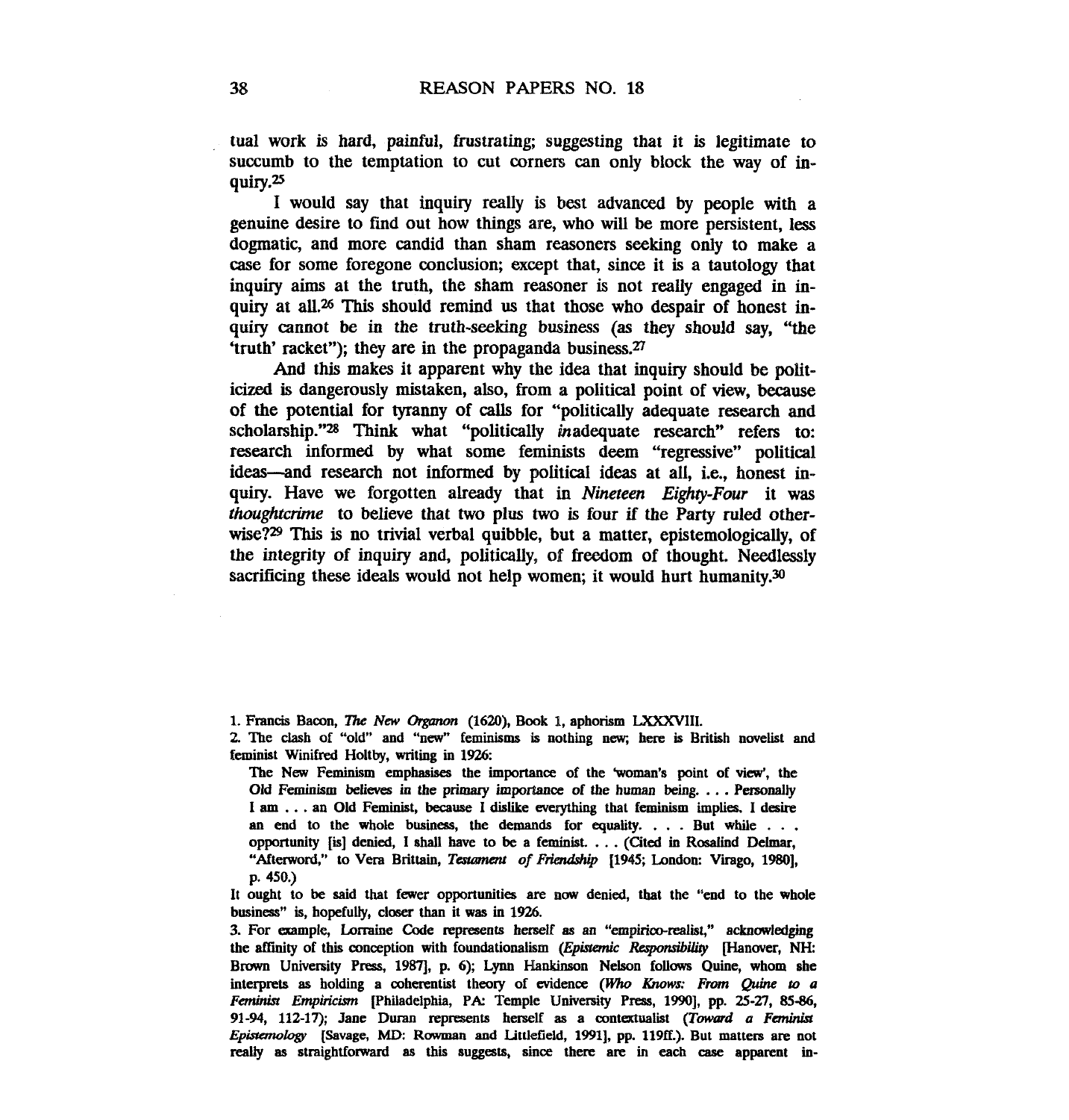tual work is hard, painful, frustrating; suggesting that it is legitimate to succumb to the temptation to cut corners can only block the way of inquiry.[25]

I would say that inquiry really is best advanced by people with a genuine desire to find out how things are, who will be more persistent, less dogmatic, and more candid than sham reasoners seeking only to make a case for some foregone conclusion; except that, since it is a tautology that inquiry aims at the truth, the sham reasoner is not really engaged in inquiry at all.[26] This should remind us that those who despair of honest inquiry cannot be in the truth-seeking business (as they should say, "the 'truth' racket"); they are in the propaganda business.[27]

And this makes it apparent why the idea that inquiry should be politicized is dangerously mistaken, also, from a political point of view, because of the potential for tyranny of calls for "politically adequate research and scholarship."[28] Think what "politically *in*adequate research" refers to: research informed by what some feminists deem "regressive" political ideas—and research not informed by political ideas at all, i.e., honest inquiry. Have we forgotten already that in *Nineteen Eighty-Four* it was *thoughtcrime* to believe that two plus two is four if the Party ruled otherwise?[29] This is no trivial verbal quibble, but a matter, epistemologically, of the integrity of inquiry and, politically, of freedom of thought. Needlessly sacrificing these ideals would not help women; it would hurt humanity.[30]

---

1. Francis Bacon, *The New Organon* (1620), Book 1, aphorism LXXXVIII.

2. The clash of "old" and "new" feminisms is nothing new; here is British novelist and feminist Winifred Holtby, writing in 1926:

> The New Feminism emphasises the importance of the 'woman's point of view', the Old Feminism believes in the primary importance of the human being. . . . Personally I am . . . an Old Feminist, because I dislike everything that feminism implies. I desire an end to the whole business, the demands for equality. . . . But while . . . opportunity [is] denied, I shall have to be a feminist. . . . (Cited in Rosalind Delmar, "Afterword," to Vera Brittain, *Testament of Friendship* [1945; London: Virago, 1980], p. 450.)

It ought to be said that fewer opportunities are now denied, that the "end to the whole business" is, hopefully, closer than it was in 1926.

3. For example, Lorraine Code represents herself as an "empirico-realist," acknowledging the affinity of this conception with foundationalism (*Epistemic Responsibility* [Hanover, NH: Brown University Press, 1987], p. 6); Lynn Hankinson Nelson follows Quine, whom she interprets as holding a coherentist theory of evidence (*Who Knows: From Quine to a Feminist Empiricism* [Philadelphia, PA: Temple University Press, 1990], pp. 25-27, 85-86, 91-94, 112-17); Jane Duran represents herself as a contextualist (*Toward a Feminist Epistemology* [Savage, MD: Rowman and Littlefield, 1991], pp. 119ff.). But matters are not really as straightforward as this suggests, since there are in each case apparent in-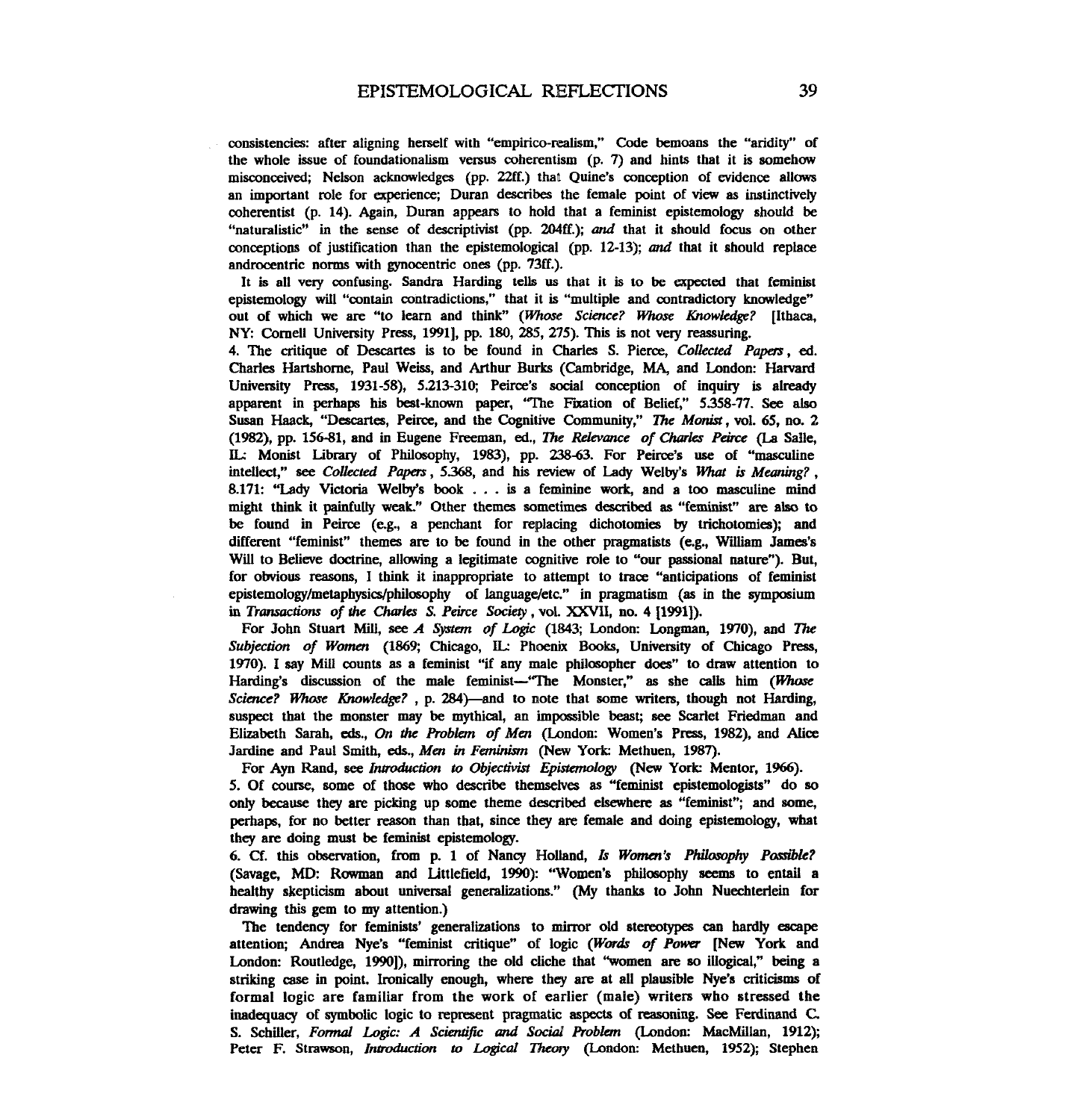consistencies: after aligning herself with "empirico-realism," Code bemoans the "aridity" of the whole issue of foundationalism versus coherentism (p. 7) and hints that it is somehow misconceived; Nelson acknowledges (pp. 22ff.) that Quine's conception of evidence allows an important role for experience; Duran describes the female point of view as instinctively coherentist (p. 14). Again, Duran appears to hold that a feminist epistemology should be "naturalistic" in the sense of descriptivist (pp. 204ff.); *and* that it should focus on other conceptions of justification than the epistemological (pp. 12-13); *and* that it should replace androcentric norms with gynocentric ones (pp. 73ff.).

It is all very confusing. Sandra Harding tells us that it is to be expected that feminist epistemology will "contain contradictions," that it is "multiple and contradictory knowledge" out of which we are "to learn and think" (*Whose Science? Whose Knowledge?* [Ithaca, NY: Cornell University Press, 1991], pp. 180, 285, 275). This is not very reassuring.

4. The critique of Descartes is to be found in Charles S. Pierce, *Collected Papers*, ed. Charles Hartshorne, Paul Weiss, and Arthur Burks (Cambridge, MA, and London: Harvard University Press, 1931-58), 5.213-310; Peirce's social conception of inquiry is already apparent in perhaps his best-known paper, "The Fixation of Belief," 5.358-77. See also Susan Haack, "Descartes, Peirce, and the Cognitive Community," *The Monist*, vol. 65, no. 2 (1982), pp. 156-81, and in Eugene Freeman, ed., *The Relevance of Charles Peirce* (La Salle, IL: Monist Library of Philosophy, 1983), pp. 238-63. For Peirce's use of "masculine intellect," see *Collected Papers*, 5.368, and his review of Lady Welby's *What is Meaning?*, 8.171: "Lady Victoria Welby's book . . . is a feminine work, and a too masculine mind might think it painfully weak." Other themes sometimes described as "feminist" are also to be found in Peirce (e.g., a penchant for replacing dichotomies by trichotomies); and different "feminist" themes are to be found in the other pragmatists (e.g., William James's Will to Believe doctrine, allowing a legitimate cognitive role to "our passional nature"). But, for obvious reasons, I think it inappropriate to attempt to trace "anticipations of feminist epistemology/metaphysics/philosophy of language/etc." in pragmatism (as in the symposium in *Transactions of the Charles S. Peirce Society*, vol. XXVII, no. 4 [1991]).

For John Stuart Mill, see *A System of Logic* (1843; London: Longman, 1970), and *The Subjection of Women* (1869; Chicago, IL: Phoenix Books, University of Chicago Press, 1970). I say Mill counts as a feminist "if any male philosopher does" to draw attention to Harding's discussion of the male feminist—"The Monster," as she calls him (*Whose Science? Whose Knowledge?*, p. 284)—and to note that some writers, though not Harding, suspect that the monster may be mythical, an impossible beast; see Scarlet Friedman and Elizabeth Sarah, eds., *On the Problem of Men* (London: Women's Press, 1982), and Alice Jardine and Paul Smith, eds., *Men in Feminism* (New York: Methuen, 1987).

For Ayn Rand, see *Introduction to Objectivist Epistemology* (New York: Mentor, 1966).

5. Of course, some of those who describe themselves as "feminist epistemologists" do so only because they are picking up some theme described elsewhere as "feminist"; and some, perhaps, for no better reason than that, since they are female and doing epistemology, what they are doing must be feminist epistemology.

6. Cf. this observation, from p. 1 of Nancy Holland, *Is Women's Philosophy Possible?* (Savage, MD: Rowman and Littlefield, 1990): "Women's philosophy seems to entail a healthy skepticism about universal generalizations." (My thanks to John Nuechterlein for drawing this gem to my attention.)

The tendency for feminists' generalizations to mirror old stereotypes can hardly escape attention; Andrea Nye's "feminist critique" of logic (*Words of Power* [New York and London: Routledge, 1990]), mirroring the old cliche that "women are so illogical," being a striking case in point. Ironically enough, where they are at all plausible Nye's criticisms of formal logic are familiar from the work of earlier (male) writers who stressed the inadequacy of symbolic logic to represent pragmatic aspects of reasoning. See Ferdinand C. S. Schiller, *Formal Logic: A Scientific and Social Problem* (London: MacMillan, 1912); Peter F. Strawson, *Introduction to Logical Theory* (London: Methuen, 1952); Stephen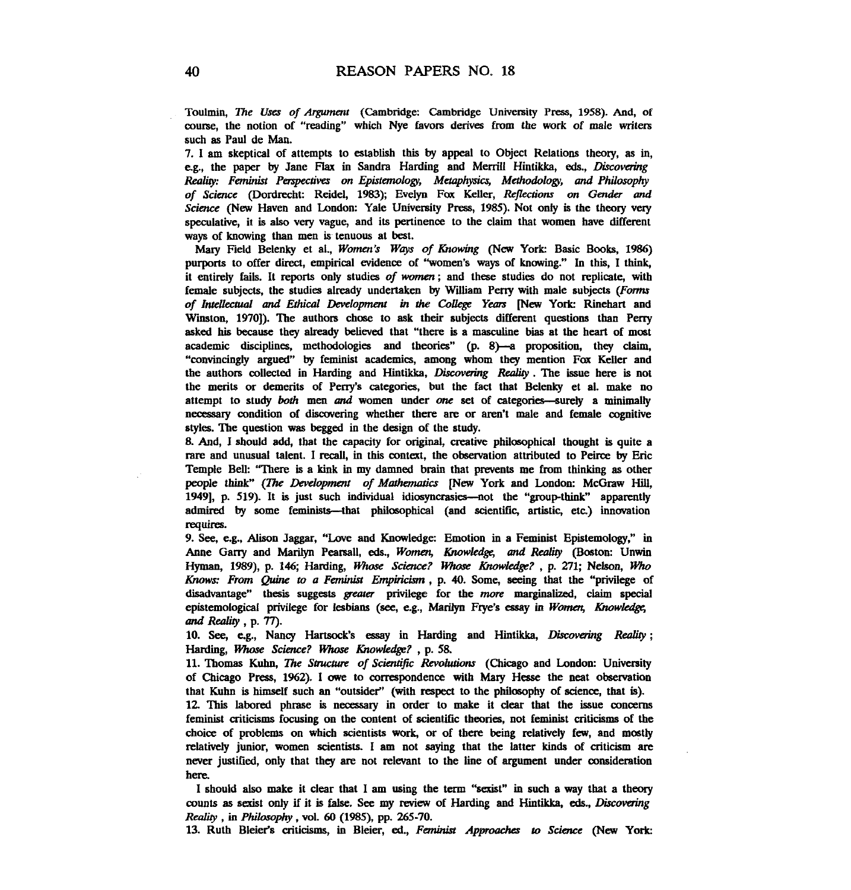Toulmin, *The Uses of Argument* (Cambridge: Cambridge University Press, 1958). And, of course, the notion of "reading" which Nye favors derives from the work of male writers such as Paul de Man.

7. I am skeptical of attempts to establish this by appeal to Object Relations theory, as in, e.g., the paper by Jane Flax in Sandra Harding and Merrill Hintikka, eds., *Discovering Reality: Feminist Perspectives on Epistemology, Metaphysics, Methodology, and Philosophy of Science* (Dordrecht: Reidel, 1983); Evelyn Fox Keller, *Reflections on Gender and Science* (New Haven and London: Yale University Press, 1985). Not only is the theory very speculative, it is also very vague, and its pertinence to the claim that women have different ways of knowing than men is tenuous at best.

Mary Field Belenky et al., *Women's Ways of Knowing* (New York: Basic Books, 1986) purports to offer direct, empirical evidence of "women's ways of knowing." In this, I think, it entirely fails. It reports only studies *of women*; and these studies do not replicate, with female subjects, the studies already undertaken by William Perry with male subjects (*Forms of Intellectual and Ethical Development in the College Years* [New York: Rinehart and Winston, 1970]). The authors chose to ask their subjects different questions than Perry asked his because they already believed that "there is a masculine bias at the heart of most academic disciplines, methodologies and theories" (p. 8)—a proposition, they claim, "convincingly argued" by feminist academics, among whom they mention Fox Keller and the authors collected in Harding and Hintikka, *Discovering Reality*. The issue here is not the merits or demerits of Perry's categories, but the fact that Belenky et al. make no attempt to study *both* men *and* women under *one* set of categories—surely a minimally necessary condition of discovering whether there are or aren't male and female cognitive styles. The question was begged in the design of the study.

8. And, I should add, that the capacity for original, creative philosophical thought is quite a rare and unusual talent. I recall, in this context, the observation attributed to Peirce by Eric Temple Bell: "There is a kink in my damned brain that prevents me from thinking as other people think" (*The Development of Mathematics* [New York and London: McGraw Hill, 1949], p. 519). It is just such individual idiosyncrasies—not the "group-think" apparently admired by some feminists—that philosophical (and scientific, artistic, etc.) innovation requires.

9. See, e.g., Alison Jaggar, "Love and Knowledge: Emotion in a Feminist Epistemology," in Anne Garry and Marilyn Pearsall, eds., *Women, Knowledge, and Reality* (Boston: Unwin Hyman, 1989), p. 146; Harding, *Whose Science? Whose Knowledge?*, p. 271; Nelson, *Who Knows: From Quine to a Feminist Empiricism*, p. 40. Some, seeing that the "privilege of disadvantage" thesis suggests *greater* privilege for the *more* marginalized, claim special epistemological privilege for lesbians (see, e.g., Marilyn Frye's essay in *Women, Knowledge, and Reality*, p. 77).

10. See, e.g., Nancy Hartsock's essay in Harding and Hintikka, *Discovering Reality*; Harding, *Whose Science? Whose Knowledge?*, p. 58.

11. Thomas Kuhn, *The Structure of Scientific Revolutions* (Chicago and London: University of Chicago Press, 1962). I owe to correspondence with Mary Hesse the neat observation that Kuhn is himself such an "outsider" (with respect to the philosophy of science, that is).

12. This labored phrase is necessary in order to make it clear that the issue concerns feminist criticisms focusing on the content of scientific theories, not feminist criticisms of the choice of problems on which scientists work, or of there being relatively few, and mostly relatively junior, women scientists. I am not saying that the latter kinds of criticism are never justified, only that they are not relevant to the line of argument under consideration here.

I should also make it clear that I am using the term "sexist" in such a way that a theory counts as sexist only if it is false. See my review of Harding and Hintikka, eds., *Discovering Reality*, in *Philosophy*, vol. 60 (1985), pp. 265-70.

13. Ruth Bleier's criticisms, in Bleier, ed., *Feminist Approaches to Science* (New York: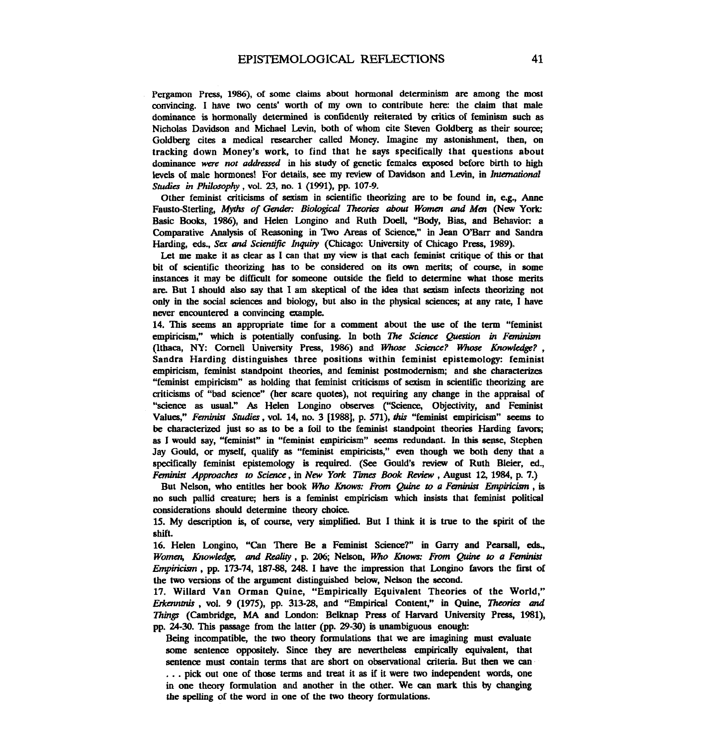Pergamon Press, 1986), of some claims about hormonal determinism are among the most convincing. I have two cents' worth of my own to contribute here: the claim that male dominance is hormonally determined is confidently reiterated by critics of feminism such as Nicholas Davidson and Michael Levin, both of whom cite Steven Goldberg as their source; Goldberg cites a medical researcher called Money. Imagine my astonishment, then, on tracking down Money's work, to find that he says specifically that questions about dominance *were not addressed* in his study of genetic females exposed before birth to high levels of male hormones! For details, see my review of Davidson and Levin, in *International Studies in Philosophy*, vol. 23, no. 1 (1991), pp. 107-9.

Other feminist criticisms of sexism in scientific theorizing are to be found in, e.g., Anne Fausto-Sterling, *Myths of Gender: Biological Theories about Women and Men* (New York: Basic Books, 1986), and Helen Longino and Ruth Doell, "Body, Bias, and Behavior: a Comparative Analysis of Reasoning in Two Areas of Science," in Jean O'Barr and Sandra Harding, eds., *Sex and Scientific Inquiry* (Chicago: University of Chicago Press, 1989).

Let me make it as clear as I can that my view is that each feminist critique of this or that bit of scientific theorizing has to be considered on its own merits; of course, in some instances it may be difficult for someone outside the field to determine what those merits are. But I should also say that I am skeptical of the idea that sexism infects theorizing not only in the social sciences and biology, but also in the physical sciences; at any rate, I have never encountered a convincing example.

14. This seems an appropriate time for a comment about the use of the term "feminist empiricism," which is potentially confusing. In both *The Science Question in Feminism* (Ithaca, NY: Cornell University Press, 1986) and *Whose Science? Whose Knowledge?*, Sandra Harding distinguishes three positions within feminist epistemology: feminist empiricism, feminist standpoint theories, and feminist postmodernism; and she characterizes "feminist empiricism" as holding that feminist criticisms of sexism in scientific theorizing are criticisms of "bad science" (her scare quotes), not requiring any change in the appraisal of "science as usual." As Helen Longino observes ("Science, Objectivity, and Feminist Values," *Feminist Studies*, vol. 14, no. 3 [1988], p. 571), *this* "feminist empiricism" seems to be characterized just so as to be a foil to the feminist standpoint theories Harding favors; as I would say, "feminist" in "feminist empiricism" seems redundant. In this sense, Stephen Jay Gould, or myself, qualify as "feminist empiricists," even though we both deny that a specifically feminist epistemology is required. (See Gould's review of Ruth Bleier, ed., *Feminist Approaches to Science*, in *New York Times Book Review*, August 12, 1984, p. 7.)

But Nelson, who entitles her book *Who Knows: From Quine to a Feminist Empiricism*, is no such pallid creature; hers is a feminist empiricism which insists that feminist political considerations should determine theory choice.

15. My description is, of course, very simplified. But I think it is true to the spirit of the shift.

16. Helen Longino, "Can There Be a Feminist Science?" in Garry and Pearsall, eds., *Women, Knowledge, and Reality*, p. 206; Nelson, *Who Knows: From Quine to a Feminist Empiricism*, pp. 173-74, 187-88, 248. I have the impression that Longino favors the first of the two versions of the argument distinguished below, Nelson the second.

17. Willard Van Orman Quine, "Empirically Equivalent Theories of the World," *Erkenntnis*, vol. 9 (1975), pp. 313-28, and "Empirical Content," in Quine, *Theories and Things* (Cambridge, MA and London: Belknap Press of Harvard University Press, 1981), pp. 24-30. This passage from the latter (pp. 29-30) is unambiguous enough:

> Being incompatible, the two theory formulations that we are imagining must evaluate some sentence oppositely. Since they are nevertheless empirically equivalent, that sentence must contain terms that are short on observational criteria. But then we can . . . pick out one of those terms and treat it as if it were two independent words, one in one theory formulation and another in the other. We can mark this by changing the spelling of the word in one of the two theory formulations.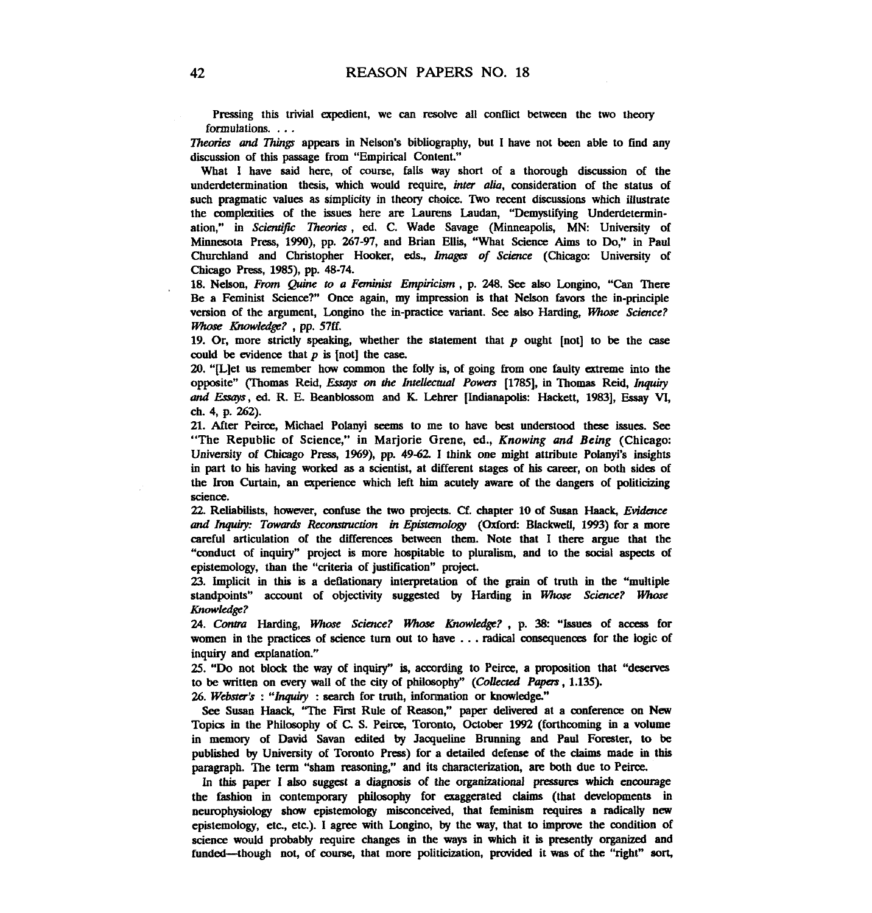Pressing this trivial expedient, we can resolve all conflict between the two theory formulations. . . .

*Theories and Things* appears in Nelson's bibliography, but I have not been able to find any discussion of this passage from "Empirical Content."

What I have said here, of course, falls way short of a thorough discussion of the underdetermination thesis, which would require, *inter alia*, consideration of the status of such pragmatic values as simplicity in theory choice. Two recent discussions which illustrate the complexities of the issues here are Laurens Laudan, "Demystifying Underdetermination," in *Scientific Theories* , ed. C. Wade Savage (Minneapolis, MN: University of Minnesota Press, 1990), pp. 267-97, and Brian Ellis, "What Science Aims to Do," in Paul Churchland and Christopher Hooker, eds., *Images of Science* (Chicago: University of Chicago Press, 1985), pp. 48-74.

18. Nelson, *From Quine to a Feminist Empiricism* , p. 248. See also Longino, "Can There Be a Feminist Science?" Once again, my impression is that Nelson favors the in-principle version of the argument, Longino the in-practice variant. See also Harding, *Whose Science? Whose Knowledge?* , pp. 57ff.

19. Or, more strictly speaking, whether the statement that *p* ought [not] to be the case could be evidence that *p* is [not] the case.

20. "[L]et us remember how common the folly is, of going from one faulty extreme into the opposite" (Thomas Reid, *Essays on the Intellectual Powers* [1785], in Thomas Reid, *Inquiry and Essays*, ed. R. E. Beanblossom and K. Lehrer [Indianapolis: Hackett, 1983], Essay VI, ch. 4, p. 262).

21. After Peirce, Michael Polanyi seems to me to have best understood these issues. See "The Republic of Science," in Marjorie Grene, ed., *Knowing and Being* (Chicago: University of Chicago Press, 1969), pp. 49-62. I think one might attribute Polanyi's insights in part to his having worked as a scientist, at different stages of his career, on both sides of the Iron Curtain, an experience which left him acutely aware of the dangers of politicizing science.

22. Reliabilists, however, confuse the two projects. Cf. chapter 10 of Susan Haack, *Evidence and Inquiry: Towards Reconstruction in Epistemology* (Oxford: Blackwell, 1993) for a more careful articulation of the differences between them. Note that I there argue that the "conduct of inquiry" project is more hospitable to pluralism, and to the social aspects of epistemology, than the "criteria of justification" project.

23. Implicit in this is a deflationary interpretation of the grain of truth in the "multiple standpoints" account of objectivity suggested by Harding in *Whose Science? Whose Knowledge?*

24. *Contra* Harding, *Whose Science? Whose Knowledge?* , p. 38: "Issues of access for women in the practices of science turn out to have . . . radical consequences for the logic of inquiry and explanation."

25. "Do not block the way of inquiry" is, according to Peirce, a proposition that "deserves to be written on every wall of the city of philosophy" (*Collected Papers* , 1.135).

26. *Webster's* : "*Inquiry* : search for truth, information or knowledge."

See Susan Haack, "The First Rule of Reason," paper delivered at a conference on New Topics in the Philosophy of C. S. Peirce, Toronto, October 1992 (forthcoming in a volume in memory of David Savan edited by Jacqueline Brunning and Paul Forester, to be published by University of Toronto Press) for a detailed defense of the claims made in this paragraph. The term "sham reasoning," and its characterization, are both due to Peirce.

In this paper I also suggest a diagnosis of the organizational pressures which encourage the fashion in contemporary philosophy for exaggerated claims (that developments in neurophysiology show epistemology misconceived, that feminism requires a radically new epistemology, etc., etc.). I agree with Longino, by the way, that to improve the condition of science would probably require changes in the ways in which it is presently organized and funded—though not, of course, that more politicization, provided it was of the "right" sort,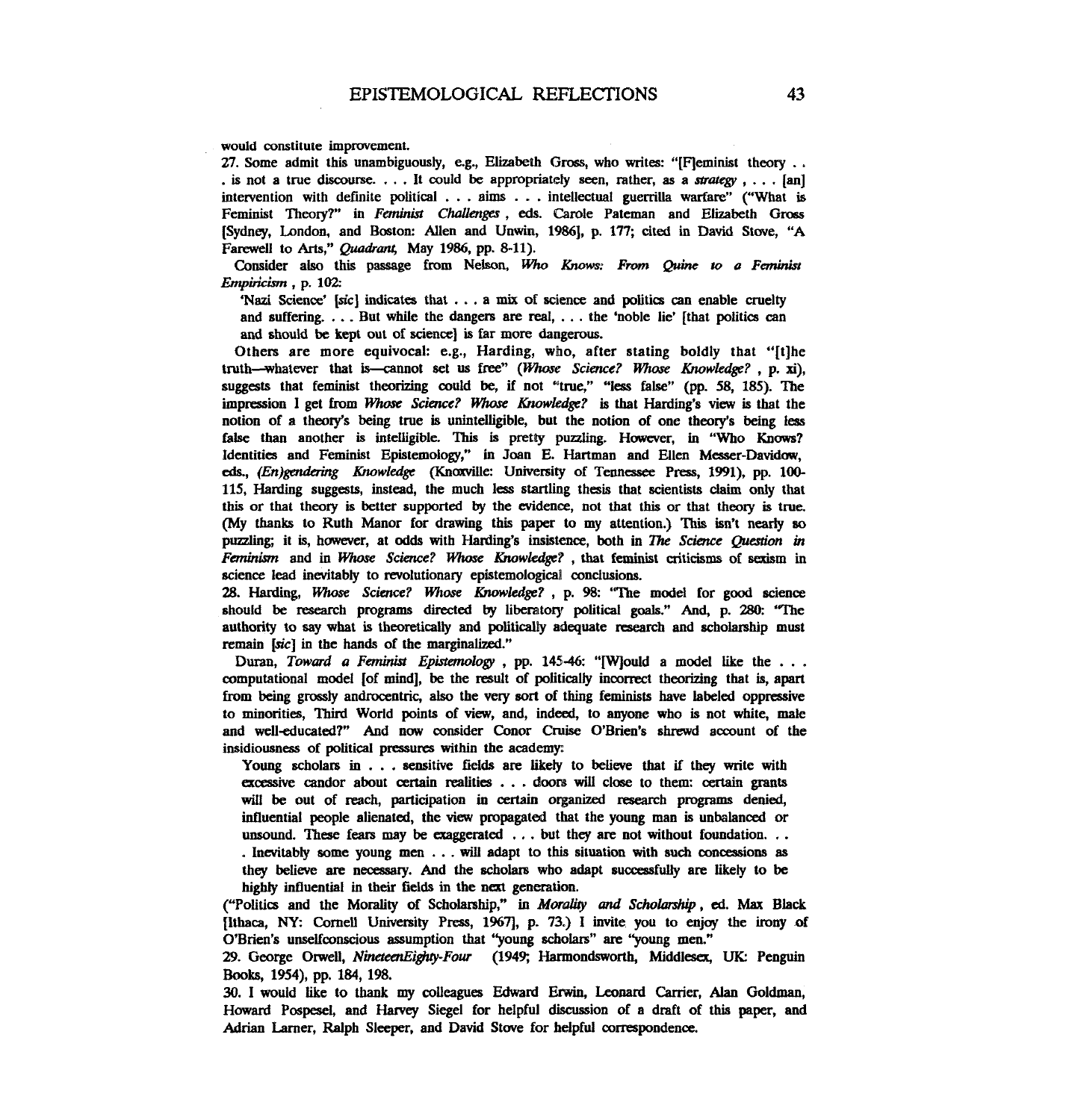would constitute improvement.

27. Some admit this unambiguously, e.g., Elizabeth Gross, who writes: "[F]eminist theory . . . is not a true discourse. . . . It could be appropriately seen, rather, as a *strategy* , . . . [an] intervention with definite political . . . aims . . . intellectual guerrilla warfare" ("What is Feminist Theory?" in *Feminist Challenges* , eds. Carole Pateman and Elizabeth Gross [Sydney, London, and Boston: Allen and Unwin, 1986], p. 177; cited in David Stove, "A Farewell to Arts," *Quadrant,* May 1986, pp. 8-11).

Consider also this passage from Nelson, *Who Knows: From Quine to a Feminist Empiricism* , p. 102:

> 'Nazi Science' [*sic*] indicates that . . . a mix of science and politics can enable cruelty and suffering. . . . But while the dangers are real, . . . the 'noble lie' [that politics can and should be kept out of science] is far more dangerous.

Others are more equivocal: e.g., Harding, who, after stating boldly that "[t]he truth—whatever that is—cannot set us free" (*Whose Science? Whose Knowledge?* , p. xi), suggests that feminist theorizing could be, if not "true," "less false" (pp. 58, 185). The impression I get from *Whose Science? Whose Knowledge?* is that Harding's view is that the notion of a theory's being true is unintelligible, but the notion of one theory's being less false than another is intelligible. This is pretty puzzling. However, in "Who Knows? Identities and Feminist Epistemology," in Joan E. Hartman and Ellen Messer-Davidow, eds., *(En)gendering Knowledge* (Knoxville: University of Tennessee Press, 1991), pp. 100-115, Harding suggests, instead, the much less startling thesis that scientists claim only that this or that theory is better supported by the evidence, not that this or that theory is true. (My thanks to Ruth Manor for drawing this paper to my attention.) This isn't nearly so puzzling; it is, however, at odds with Harding's insistence, both in *The Science Question in Feminism* and in *Whose Science? Whose Knowledge?* , that feminist criticisms of sexism in science lead inevitably to revolutionary epistemological conclusions.

28. Harding, *Whose Science? Whose Knowledge?* , p. 98: "The model for good science should be research programs directed by liberatory political goals." And, p. 280: "The authority to say what is theoretically and politically adequate research and scholarship must remain [*sic*] in the hands of the marginalized."

Duran, *Toward a Feminist Epistemology* , pp. 145-46: "[W]ould a model like the . . . computational model [of mind], be the result of politically incorrect theorizing that is, apart from being grossly androcentric, also the very sort of thing feminists have labeled oppressive to minorities, Third World points of view, and, indeed, to anyone who is not white, male and well-educated?" And now consider Conor Cruise O'Brien's shrewd account of the insidiousness of political pressures within the academy:

> Young scholars in . . . sensitive fields are likely to believe that if they write with excessive candor about certain realities . . . doors will close to them: certain grants will be out of reach, participation in certain organized research programs denied, influential people alienated, the view propagated that the young man is unbalanced or unsound. These fears may be exaggerated . . . but they are not without foundation. . . . Inevitably some young men . . . will adapt to this situation with such concessions as they believe are necessary. And the scholars who adapt successfully are likely to be highly influential in their fields in the next generation.

("Politics and the Morality of Scholarship," in *Morality and Scholarship* , ed. Max Black [Ithaca, NY: Cornell University Press, 1967], p. 73.) I invite you to enjoy the irony of O'Brien's unselfconscious assumption that "young scholars" are "young men."

29. George Orwell, *NineteenEighty-Four* (1949; Harmondsworth, Middlesex, UK: Penguin Books, 1954), pp. 184, 198.

30. I would like to thank my colleagues Edward Erwin, Leonard Carrier, Alan Goldman, Howard Pospesel, and Harvey Siegel for helpful discussion of a draft of this paper, and Adrian Larner, Ralph Sleeper, and David Stove for helpful correspondence.